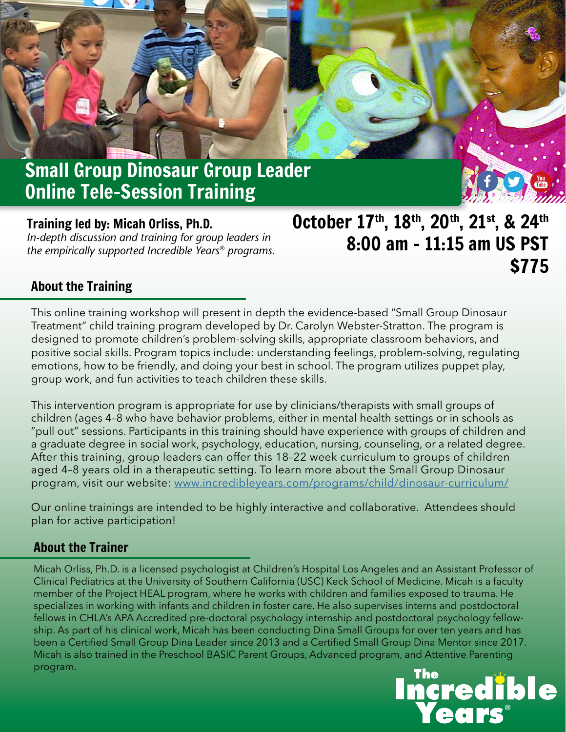# Small Group Dinosaur Group Leader Online Tele-Session Training

**Training led by: Micah Orliss, Ph.D.**

*In-depth discussion and training for group leaders in the empirically supported Incredible Years® programs.*

**October 17th, 18th, 20th, 21st, & 24th**
**8:00 am - 11:15 am US PST**
**$775**

## About the Training

This online training workshop will present in depth the evidence-based "Small Group Dinosaur Treatment" child training program developed by Dr. Carolyn Webster-Stratton. The program is designed to promote children's problem-solving skills, appropriate classroom behaviors, and positive social skills. Program topics include: understanding feelings, problem-solving, regulating emotions, how to be friendly, and doing your best in school. The program utilizes puppet play, group work, and fun activities to teach children these skills.

This intervention program is appropriate for use by clinicians/therapists with small groups of children (ages 4–8 who have behavior problems, either in mental health settings or in schools as "pull out" sessions. Participants in this training should have experience with groups of children and a graduate degree in social work, psychology, education, nursing, counseling, or a related degree. After this training, group leaders can offer this 18–22 week curriculum to groups of children aged 4–8 years old in a therapeutic setting. To learn more about the Small Group Dinosaur program, visit our website: www.incredibleyears.com/programs/child/dinosaur-curriculum/

Our online trainings are intended to be highly interactive and collaborative. Attendees should plan for active participation!

## About the Trainer

Micah Orliss, Ph.D. is a licensed psychologist at Children's Hospital Los Angeles and an Assistant Professor of Clinical Pediatrics at the University of Southern California (USC) Keck School of Medicine. Micah is a faculty member of the Project HEAL program, where he works with children and families exposed to trauma. He specializes in working with infants and children in foster care. He also supervises interns and postdoctoral fellows in CHLA's APA Accredited pre-doctoral psychology internship and postdoctoral psychology fellowship. As part of his clinical work, Micah has been conducting Dina Small Groups for over ten years and has been a Certified Small Group Dina Leader since 2013 and a Certified Small Group Dina Mentor since 2017. Micah is also trained in the Preschool BASIC Parent Groups, Advanced program, and Attentive Parenting program.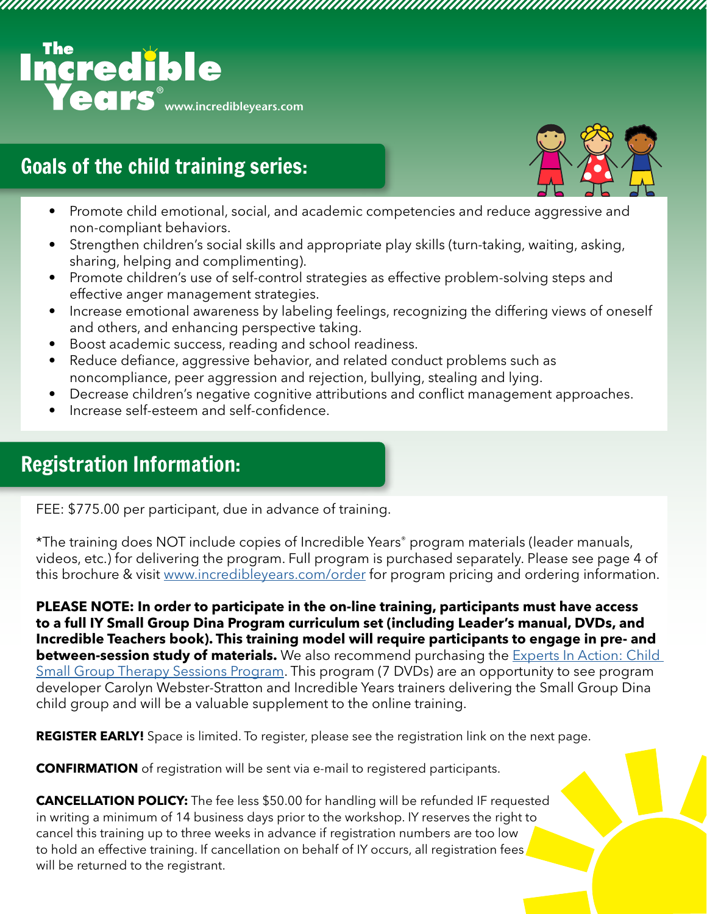# The Incredible Years® www.incredibleyears.com

## Goals of the child training series:

- Promote child emotional, social, and academic competencies and reduce aggressive and non-compliant behaviors.
- Strengthen children's social skills and appropriate play skills (turn-taking, waiting, asking, sharing, helping and complimenting).
- Promote children's use of self-control strategies as effective problem-solving steps and effective anger management strategies.
- Increase emotional awareness by labeling feelings, recognizing the differing views of oneself and others, and enhancing perspective taking.
- Boost academic success, reading and school readiness.
- Reduce defiance, aggressive behavior, and related conduct problems such as noncompliance, peer aggression and rejection, bullying, stealing and lying.
- Decrease children's negative cognitive attributions and conflict management approaches.
- Increase self-esteem and self-confidence.

## Registration Information:

FEE: $775.00 per participant, due in advance of training.

*The training does NOT include copies of Incredible Years® program materials (leader manuals, videos, etc.) for delivering the program. Full program is purchased separately. Please see page 4 of this brochure & visit www.incredibleyears.com/order for program pricing and ordering information.

**PLEASE NOTE: In order to participate in the on-line training, participants must have access to a full IY Small Group Dina Program curriculum set (including Leader's manual, DVDs, and Incredible Teachers book). This training model will require participants to engage in pre- and between-session study of materials.** We also recommend purchasing the Experts In Action: Child Small Group Therapy Sessions Program. This program (7 DVDs) are an opportunity to see program developer Carolyn Webster-Stratton and Incredible Years trainers delivering the Small Group Dina child group and will be a valuable supplement to the online training.

**REGISTER EARLY!** Space is limited. To register, please see the registration link on the next page.

**CONFIRMATION** of registration will be sent via e-mail to registered participants.

**CANCELLATION POLICY:** The fee less $50.00 for handling will be refunded IF requested in writing a minimum of 14 business days prior to the workshop. IY reserves the right to cancel this training up to three weeks in advance if registration numbers are too low to hold an effective training. If cancellation on behalf of IY occurs, all registration fees will be returned to the registrant.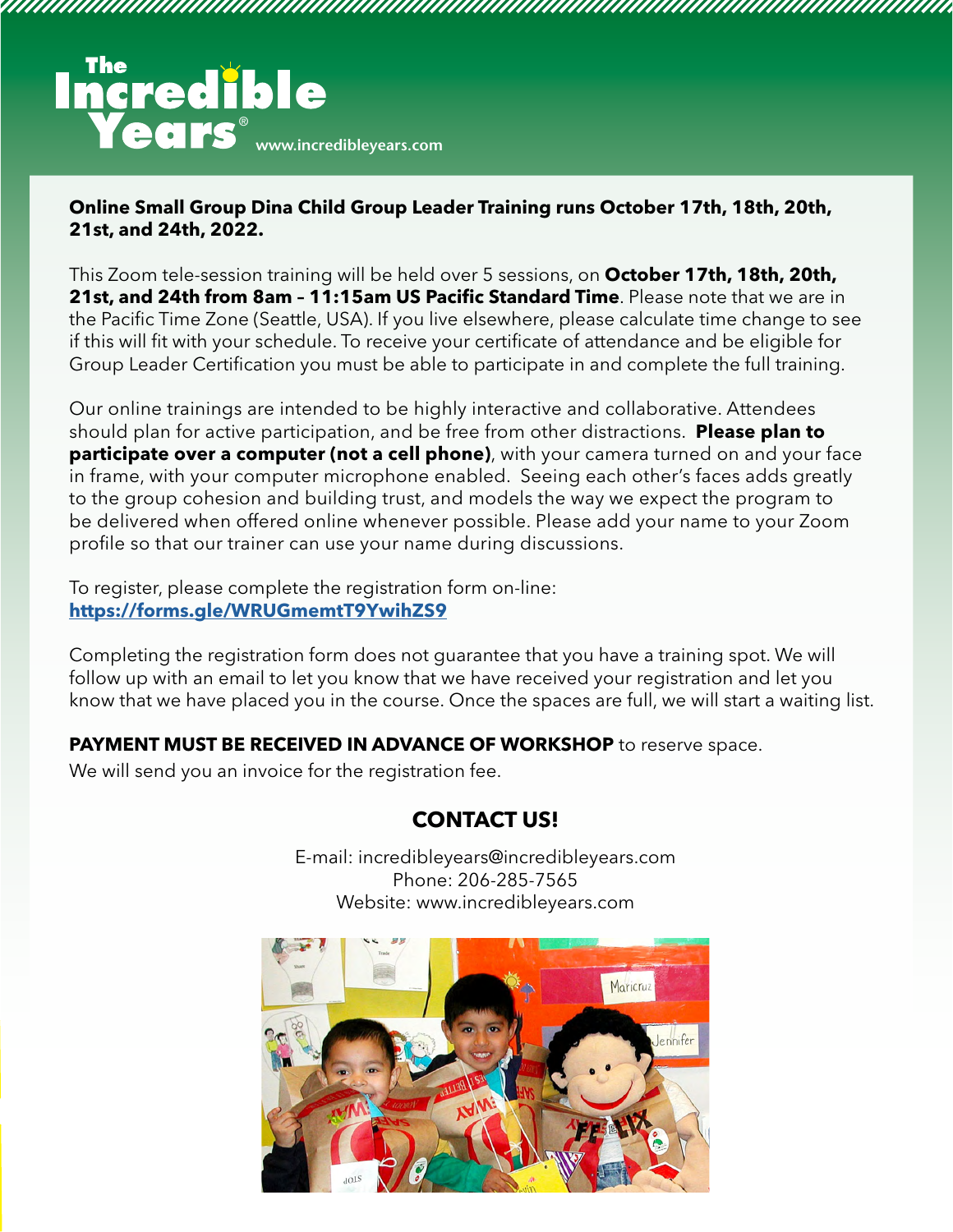**The Incredible Years®** www.incredibleyears.com

**Online Small Group Dina Child Group Leader Training runs October 17th, 18th, 20th, 21st, and 24th, 2022.**

This Zoom tele-session training will be held over 5 sessions, on **October 17th, 18th, 20th, 21st, and 24th from 8am – 11:15am US Pacific Standard Time**. Please note that we are in the Pacific Time Zone (Seattle, USA). If you live elsewhere, please calculate time change to see if this will fit with your schedule. To receive your certificate of attendance and be eligible for Group Leader Certification you must be able to participate in and complete the full training.

Our online trainings are intended to be highly interactive and collaborative. Attendees should plan for active participation, and be free from other distractions. **Please plan to participate over a computer (not a cell phone)**, with your camera turned on and your face in frame, with your computer microphone enabled. Seeing each other's faces adds greatly to the group cohesion and building trust, and models the way we expect the program to be delivered when offered online whenever possible. Please add your name to your Zoom profile so that our trainer can use your name during discussions.

To register, please complete the registration form on-line:
**https://forms.gle/WRUGmemtT9YwihZS9**

Completing the registration form does not guarantee that you have a training spot. We will follow up with an email to let you know that we have received your registration and let you know that we have placed you in the course. Once the spaces are full, we will start a waiting list.

**PAYMENT MUST BE RECEIVED IN ADVANCE OF WORKSHOP** to reserve space.
We will send you an invoice for the registration fee.

## CONTACT US!

E-mail: incredibleyears@incredibleyears.com
Phone: 206-285-7565
Website: www.incredibleyears.com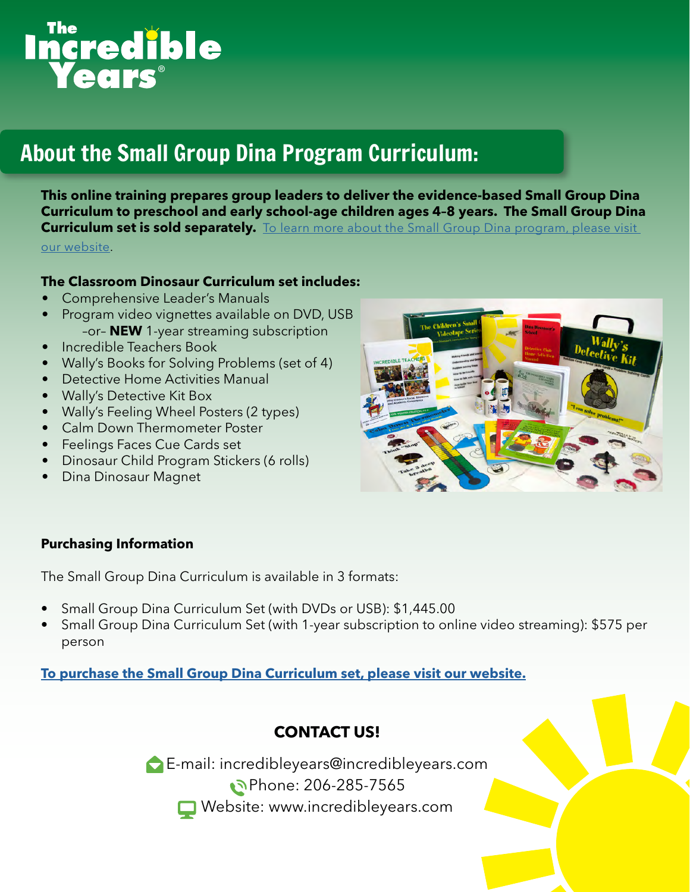# The Incredible Years®

## About the Small Group Dina Program Curriculum:

**This online training prepares group leaders to deliver the evidence-based Small Group Dina Curriculum to preschool and early school-age children ages 4–8 years. The Small Group Dina Curriculum set is sold separately.** To learn more about the Small Group Dina program, please visit our website.

**The Classroom Dinosaur Curriculum set includes:**

- Comprehensive Leader's Manuals
- Program video vignettes available on DVD, USB –or– **NEW** 1-year streaming subscription
- Incredible Teachers Book
- Wally's Books for Solving Problems (set of 4)
- Detective Home Activities Manual
- Wally's Detective Kit Box
- Wally's Feeling Wheel Posters (2 types)
- Calm Down Thermometer Poster
- Feelings Faces Cue Cards set
- Dinosaur Child Program Stickers (6 rolls)
- Dina Dinosaur Magnet

**Purchasing Information**

The Small Group Dina Curriculum is available in 3 formats:

- Small Group Dina Curriculum Set (with DVDs or USB): $1,445.00
- Small Group Dina Curriculum Set (with 1-year subscription to online video streaming): $575 per person

**To purchase the Small Group Dina Curriculum set, please visit our website.**

### CONTACT US!

E-mail: incredibleyears@incredibleyears.com

Phone: 206-285-7565

Website: www.incredibleyears.com